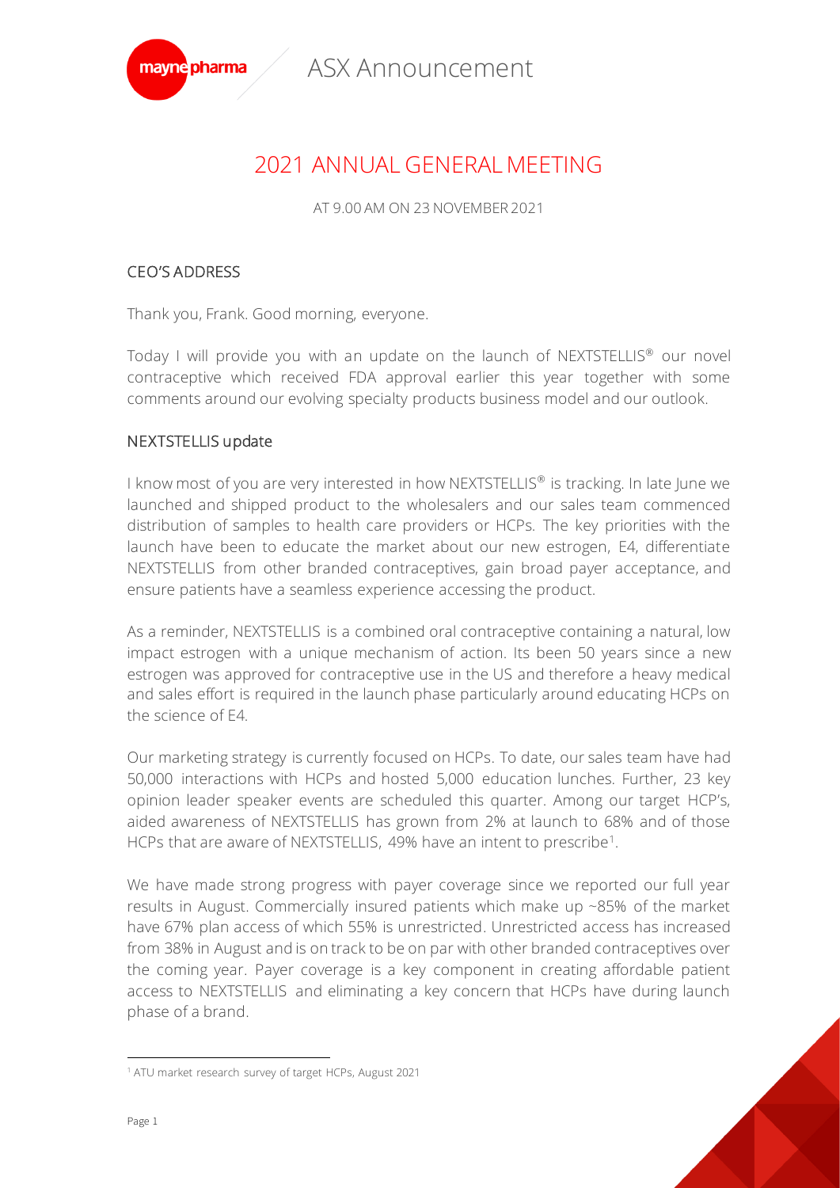# ASX Announcement

## 2021 ANNUAL GENERAL MEETING

AT 9.00 AM ON 23 NOVEMBER 2021

### CEO'S ADDRESS

Thank you, Frank. Good morning, everyone.

Today I will provide you with an update on the launch of NEXTSTELLIS® our novel contraceptive which received FDA approval earlier this year together with some comments around our evolving specialty products business model and our outlook.

### NEXTSTELLIS update

I know most of you are very interested in how NEXTSTELLIS® is tracking. In late June we launched and shipped product to the wholesalers and our sales team commenced distribution of samples to health care providers or HCPs. The key priorities with the launch have been to educate the market about our new estrogen, E4, differentiate NEXTSTELLIS from other branded contraceptives, gain broad payer acceptance, and ensure patients have a seamless experience accessing the product.

As a reminder, NEXTSTELLIS is a combined oral contraceptive containing a natural, low impact estrogen with a unique mechanism of action. Its been 50 years since a new estrogen was approved for contraceptive use in the US and therefore a heavy medical and sales effort is required in the launch phase particularly around educating HCPs on the science of E4.

Our marketing strategy is currently focused on HCPs. To date, our sales team have had 50,000 interactions with HCPs and hosted 5,000 education lunches. Further, 23 key opinion leader speaker events are scheduled this quarter. Among our target HCP's, aided awareness of NEXTSTELLIS has grown from 2% at launch to 68% and of those HCPs that are aware of NEXTSTELLIS, 49% have an intent to prescribe[1].

We have made strong progress with payer coverage since we reported our full year results in August. Commercially insured patients which make up ~85% of the market have 67% plan access of which 55% is unrestricted. Unrestricted access has increased from 38% in August and is on track to be on par with other branded contraceptives over the coming year. Payer coverage is a key component in creating affordable patient access to NEXTSTELLIS and eliminating a key concern that HCPs have during launch phase of a brand.

[1] ATU market research survey of target HCPs, August 2021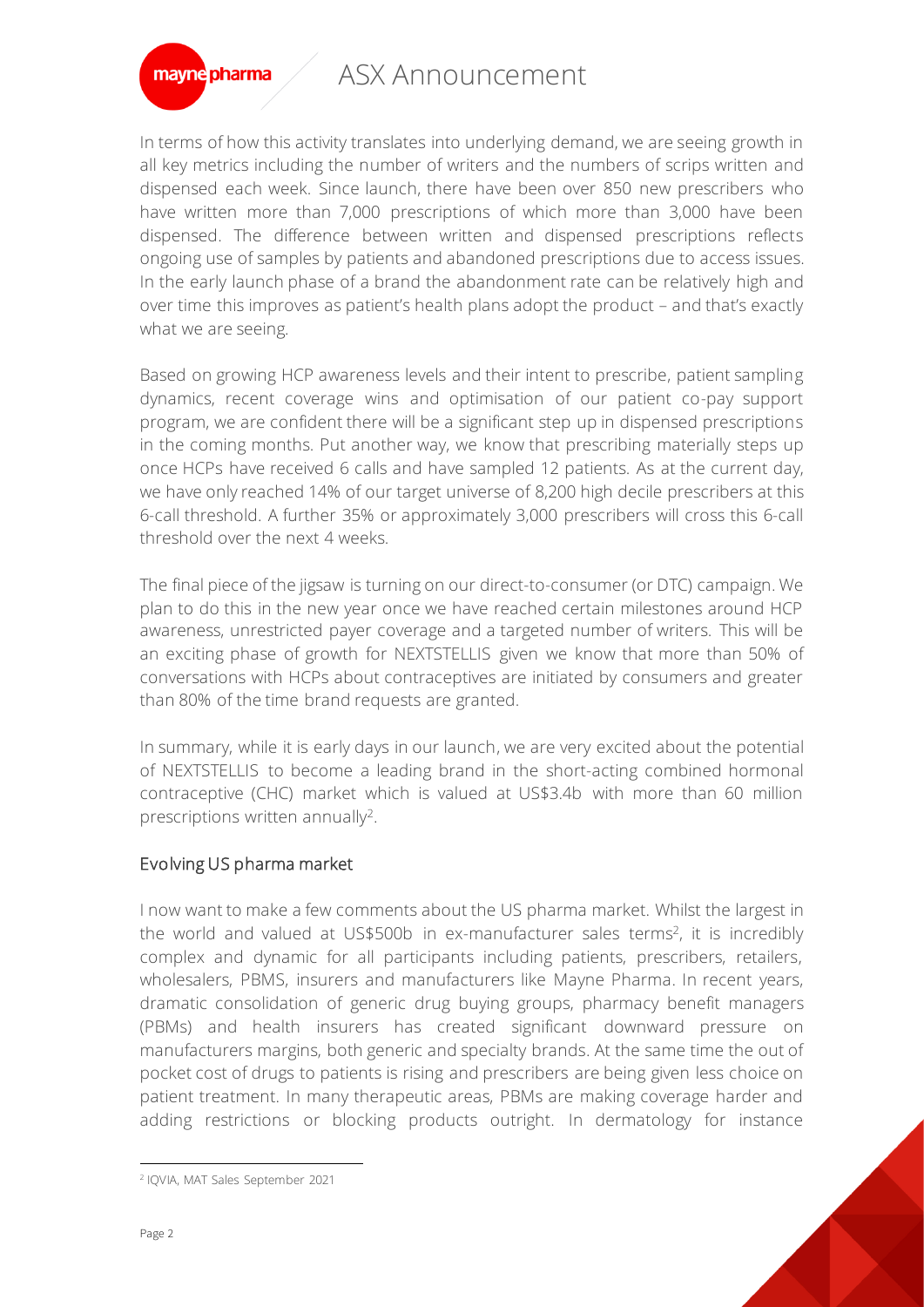In terms of how this activity translates into underlying demand, we are seeing growth in all key metrics including the number of writers and the numbers of scrips written and dispensed each week. Since launch, there have been over 850 new prescribers who have written more than 7,000 prescriptions of which more than 3,000 have been dispensed. The difference between written and dispensed prescriptions reflects ongoing use of samples by patients and abandoned prescriptions due to access issues. In the early launch phase of a brand the abandonment rate can be relatively high and over time this improves as patient's health plans adopt the product – and that's exactly what we are seeing.

Based on growing HCP awareness levels and their intent to prescribe, patient sampling dynamics, recent coverage wins and optimisation of our patient co-pay support program, we are confident there will be a significant step up in dispensed prescriptions in the coming months. Put another way, we know that prescribing materially steps up once HCPs have received 6 calls and have sampled 12 patients. As at the current day, we have only reached 14% of our target universe of 8,200 high decile prescribers at this 6-call threshold. A further 35% or approximately 3,000 prescribers will cross this 6-call threshold over the next 4 weeks.

The final piece of the jigsaw is turning on our direct-to-consumer (or DTC) campaign. We plan to do this in the new year once we have reached certain milestones around HCP awareness, unrestricted payer coverage and a targeted number of writers. This will be an exciting phase of growth for NEXTSTELLIS given we know that more than 50% of conversations with HCPs about contraceptives are initiated by consumers and greater than 80% of the time brand requests are granted.

In summary, while it is early days in our launch, we are very excited about the potential of NEXTSTELLIS to become a leading brand in the short-acting combined hormonal contraceptive (CHC) market which is valued at US$3.4b with more than 60 million prescriptions written annually[2].

## Evolving US pharma market

I now want to make a few comments about the US pharma market. Whilst the largest in the world and valued at US$500b in ex-manufacturer sales terms[2], it is incredibly complex and dynamic for all participants including patients, prescribers, retailers, wholesalers, PBMS, insurers and manufacturers like Mayne Pharma. In recent years, dramatic consolidation of generic drug buying groups, pharmacy benefit managers (PBMs) and health insurers has created significant downward pressure on manufacturers margins, both generic and specialty brands. At the same time the out of pocket cost of drugs to patients is rising and prescribers are being given less choice on patient treatment. In many therapeutic areas, PBMs are making coverage harder and adding restrictions or blocking products outright. In dermatology for instance

[2] IQVIA, MAT Sales September 2021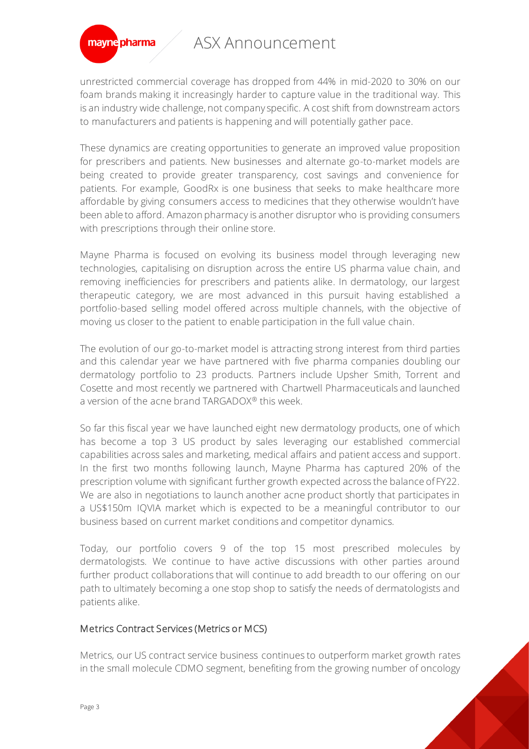unrestricted commercial coverage has dropped from 44% in mid-2020 to 30% on our foam brands making it increasingly harder to capture value in the traditional way. This is an industry wide challenge, not company specific. A cost shift from downstream actors to manufacturers and patients is happening and will potentially gather pace.

These dynamics are creating opportunities to generate an improved value proposition for prescribers and patients. New businesses and alternate go-to-market models are being created to provide greater transparency, cost savings and convenience for patients. For example, GoodRx is one business that seeks to make healthcare more affordable by giving consumers access to medicines that they otherwise wouldn't have been able to afford. Amazon pharmacy is another disruptor who is providing consumers with prescriptions through their online store.

Mayne Pharma is focused on evolving its business model through leveraging new technologies, capitalising on disruption across the entire US pharma value chain, and removing inefficiencies for prescribers and patients alike. In dermatology, our largest therapeutic category, we are most advanced in this pursuit having established a portfolio-based selling model offered across multiple channels, with the objective of moving us closer to the patient to enable participation in the full value chain.

The evolution of our go-to-market model is attracting strong interest from third parties and this calendar year we have partnered with five pharma companies doubling our dermatology portfolio to 23 products. Partners include Upsher Smith, Torrent and Cosette and most recently we partnered with Chartwell Pharmaceuticals and launched a version of the acne brand TARGADOX® this week.

So far this fiscal year we have launched eight new dermatology products, one of which has become a top 3 US product by sales leveraging our established commercial capabilities across sales and marketing, medical affairs and patient access and support. In the first two months following launch, Mayne Pharma has captured 20% of the prescription volume with significant further growth expected across the balance of FY22. We are also in negotiations to launch another acne product shortly that participates in a US$150m IQVIA market which is expected to be a meaningful contributor to our business based on current market conditions and competitor dynamics.

Today, our portfolio covers 9 of the top 15 most prescribed molecules by dermatologists. We continue to have active discussions with other parties around further product collaborations that will continue to add breadth to our offering on our path to ultimately becoming a one stop shop to satisfy the needs of dermatologists and patients alike.

## Metrics Contract Services (Metrics or MCS)

Metrics, our US contract service business continues to outperform market growth rates in the small molecule CDMO segment, benefiting from the growing number of oncology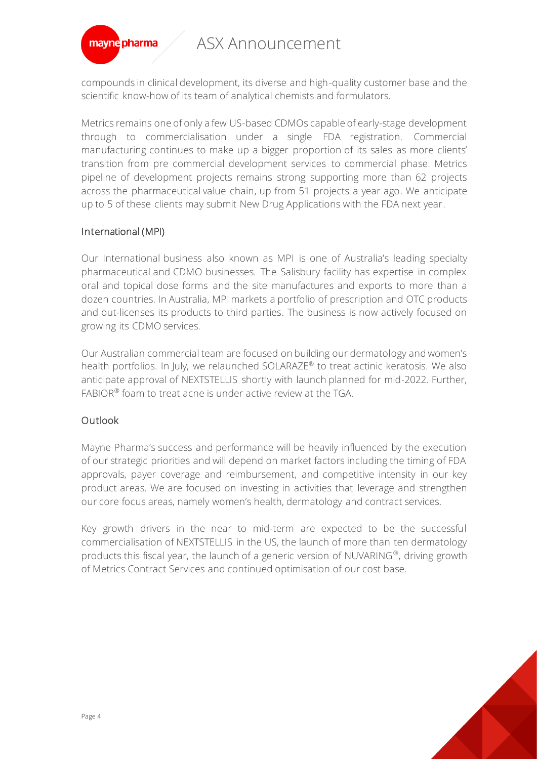compounds in clinical development, its diverse and high-quality customer base and the scientific know-how of its team of analytical chemists and formulators.

Metrics remains one of only a few US-based CDMOs capable of early-stage development through to commercialisation under a single FDA registration. Commercial manufacturing continues to make up a bigger proportion of its sales as more clients' transition from pre commercial development services to commercial phase. Metrics pipeline of development projects remains strong supporting more than 62 projects across the pharmaceutical value chain, up from 51 projects a year ago. We anticipate up to 5 of these clients may submit New Drug Applications with the FDA next year.

## International (MPI)

Our International business also known as MPI is one of Australia's leading specialty pharmaceutical and CDMO businesses. The Salisbury facility has expertise in complex oral and topical dose forms and the site manufactures and exports to more than a dozen countries. In Australia, MPI markets a portfolio of prescription and OTC products and out-licenses its products to third parties. The business is now actively focused on growing its CDMO services.

Our Australian commercial team are focused on building our dermatology and women's health portfolios. In July, we relaunched SOLARAZE® to treat actinic keratosis. We also anticipate approval of NEXTSTELLIS shortly with launch planned for mid-2022. Further, FABIOR® foam to treat acne is under active review at the TGA.

## Outlook

Mayne Pharma's success and performance will be heavily influenced by the execution of our strategic priorities and will depend on market factors including the timing of FDA approvals, payer coverage and reimbursement, and competitive intensity in our key product areas. We are focused on investing in activities that leverage and strengthen our core focus areas, namely women's health, dermatology and contract services.

Key growth drivers in the near to mid-term are expected to be the successful commercialisation of NEXTSTELLIS in the US, the launch of more than ten dermatology products this fiscal year, the launch of a generic version of NUVARING®, driving growth of Metrics Contract Services and continued optimisation of our cost base.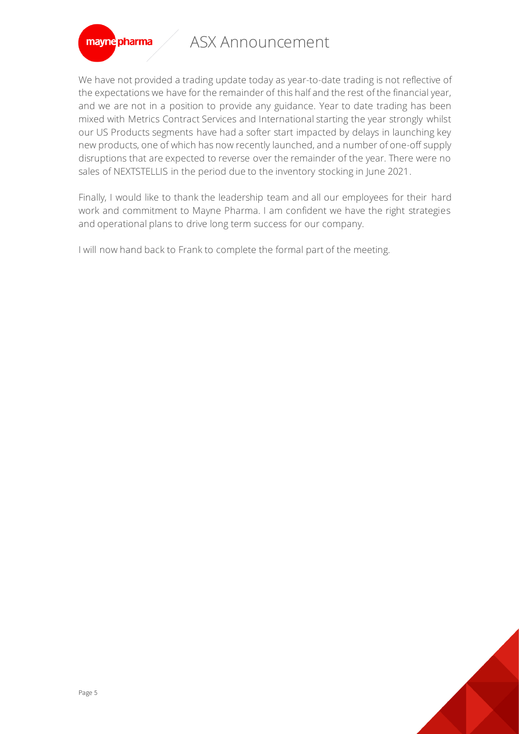We have not provided a trading update today as year-to-date trading is not reflective of the expectations we have for the remainder of this half and the rest of the financial year, and we are not in a position to provide any guidance. Year to date trading has been mixed with Metrics Contract Services and International starting the year strongly whilst our US Products segments have had a softer start impacted by delays in launching key new products, one of which has now recently launched, and a number of one-off supply disruptions that are expected to reverse over the remainder of the year. There were no sales of NEXTSTELLIS in the period due to the inventory stocking in June 2021.

Finally, I would like to thank the leadership team and all our employees for their hard work and commitment to Mayne Pharma. I am confident we have the right strategies and operational plans to drive long term success for our company.

I will now hand back to Frank to complete the formal part of the meeting.